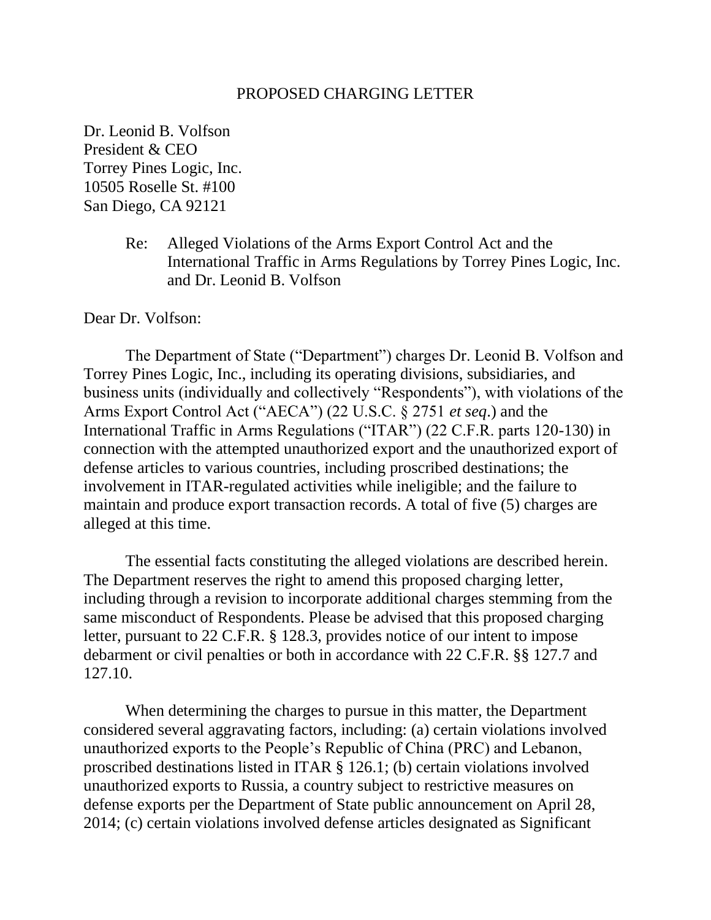PROPOSED CHARGING LETTER

Dr. Leonid B. Volfson
President & CEO
Torrey Pines Logic, Inc.
10505 Roselle St. #100
San Diego, CA 92121

> Re: Alleged Violations of the Arms Export Control Act and the International Traffic in Arms Regulations by Torrey Pines Logic, Inc. and Dr. Leonid B. Volfson

Dear Dr. Volfson:

The Department of State ("Department") charges Dr. Leonid B. Volfson and Torrey Pines Logic, Inc., including its operating divisions, subsidiaries, and business units (individually and collectively "Respondents"), with violations of the Arms Export Control Act ("AECA") (22 U.S.C. § 2751 *et seq*.) and the International Traffic in Arms Regulations ("ITAR") (22 C.F.R. parts 120-130) in connection with the attempted unauthorized export and the unauthorized export of defense articles to various countries, including proscribed destinations; the involvement in ITAR-regulated activities while ineligible; and the failure to maintain and produce export transaction records. A total of five (5) charges are alleged at this time.

The essential facts constituting the alleged violations are described herein. The Department reserves the right to amend this proposed charging letter, including through a revision to incorporate additional charges stemming from the same misconduct of Respondents. Please be advised that this proposed charging letter, pursuant to 22 C.F.R. § 128.3, provides notice of our intent to impose debarment or civil penalties or both in accordance with 22 C.F.R. §§ 127.7 and 127.10.

When determining the charges to pursue in this matter, the Department considered several aggravating factors, including: (a) certain violations involved unauthorized exports to the People's Republic of China (PRC) and Lebanon, proscribed destinations listed in ITAR § 126.1; (b) certain violations involved unauthorized exports to Russia, a country subject to restrictive measures on defense exports per the Department of State public announcement on April 28, 2014; (c) certain violations involved defense articles designated as Significant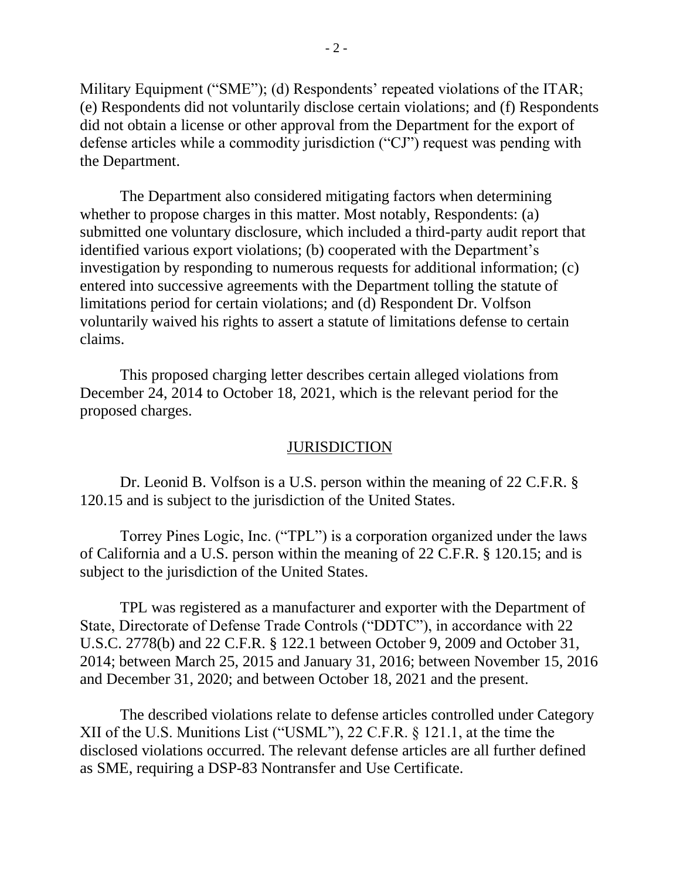Military Equipment ("SME"); (d) Respondents' repeated violations of the ITAR; (e) Respondents did not voluntarily disclose certain violations; and (f) Respondents did not obtain a license or other approval from the Department for the export of defense articles while a commodity jurisdiction ("CJ") request was pending with the Department.

The Department also considered mitigating factors when determining whether to propose charges in this matter. Most notably, Respondents: (a) submitted one voluntary disclosure, which included a third-party audit report that identified various export violations; (b) cooperated with the Department's investigation by responding to numerous requests for additional information; (c) entered into successive agreements with the Department tolling the statute of limitations period for certain violations; and (d) Respondent Dr. Volfson voluntarily waived his rights to assert a statute of limitations defense to certain claims.

This proposed charging letter describes certain alleged violations from December 24, 2014 to October 18, 2021, which is the relevant period for the proposed charges.

## JURISDICTION

Dr. Leonid B. Volfson is a U.S. person within the meaning of 22 C.F.R. § 120.15 and is subject to the jurisdiction of the United States.

Torrey Pines Logic, Inc. ("TPL") is a corporation organized under the laws of California and a U.S. person within the meaning of 22 C.F.R. § 120.15; and is subject to the jurisdiction of the United States.

TPL was registered as a manufacturer and exporter with the Department of State, Directorate of Defense Trade Controls ("DDTC"), in accordance with 22 U.S.C. 2778(b) and 22 C.F.R. § 122.1 between October 9, 2009 and October 31, 2014; between March 25, 2015 and January 31, 2016; between November 15, 2016 and December 31, 2020; and between October 18, 2021 and the present.

The described violations relate to defense articles controlled under Category XII of the U.S. Munitions List ("USML"), 22 C.F.R. § 121.1, at the time the disclosed violations occurred. The relevant defense articles are all further defined as SME, requiring a DSP-83 Nontransfer and Use Certificate.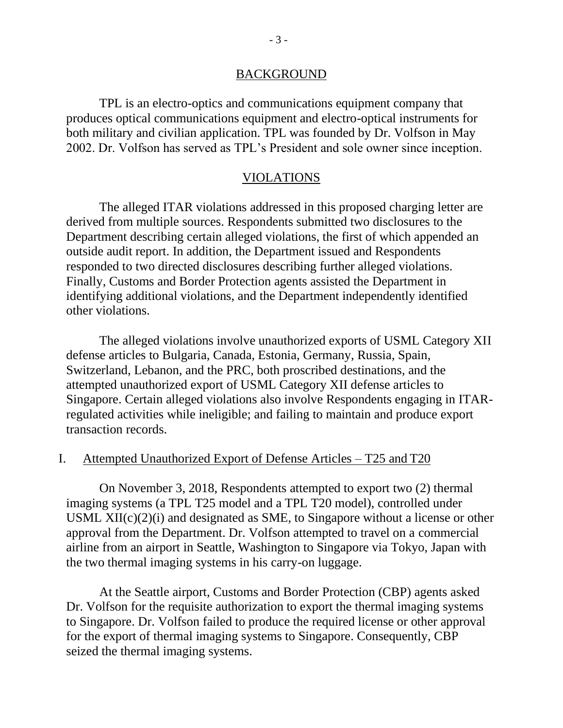## BACKGROUND

TPL is an electro-optics and communications equipment company that produces optical communications equipment and electro-optical instruments for both military and civilian application. TPL was founded by Dr. Volfson in May 2002. Dr. Volfson has served as TPL's President and sole owner since inception.

## VIOLATIONS

The alleged ITAR violations addressed in this proposed charging letter are derived from multiple sources. Respondents submitted two disclosures to the Department describing certain alleged violations, the first of which appended an outside audit report. In addition, the Department issued and Respondents responded to two directed disclosures describing further alleged violations. Finally, Customs and Border Protection agents assisted the Department in identifying additional violations, and the Department independently identified other violations.

The alleged violations involve unauthorized exports of USML Category XII defense articles to Bulgaria, Canada, Estonia, Germany, Russia, Spain, Switzerland, Lebanon, and the PRC, both proscribed destinations, and the attempted unauthorized export of USML Category XII defense articles to Singapore. Certain alleged violations also involve Respondents engaging in ITAR-regulated activities while ineligible; and failing to maintain and produce export transaction records.

### I. Attempted Unauthorized Export of Defense Articles – T25 and T20

On November 3, 2018, Respondents attempted to export two (2) thermal imaging systems (a TPL T25 model and a TPL T20 model), controlled under USML XII(c)(2)(i) and designated as SME, to Singapore without a license or other approval from the Department. Dr. Volfson attempted to travel on a commercial airline from an airport in Seattle, Washington to Singapore via Tokyo, Japan with the two thermal imaging systems in his carry-on luggage.

At the Seattle airport, Customs and Border Protection (CBP) agents asked Dr. Volfson for the requisite authorization to export the thermal imaging systems to Singapore. Dr. Volfson failed to produce the required license or other approval for the export of thermal imaging systems to Singapore. Consequently, CBP seized the thermal imaging systems.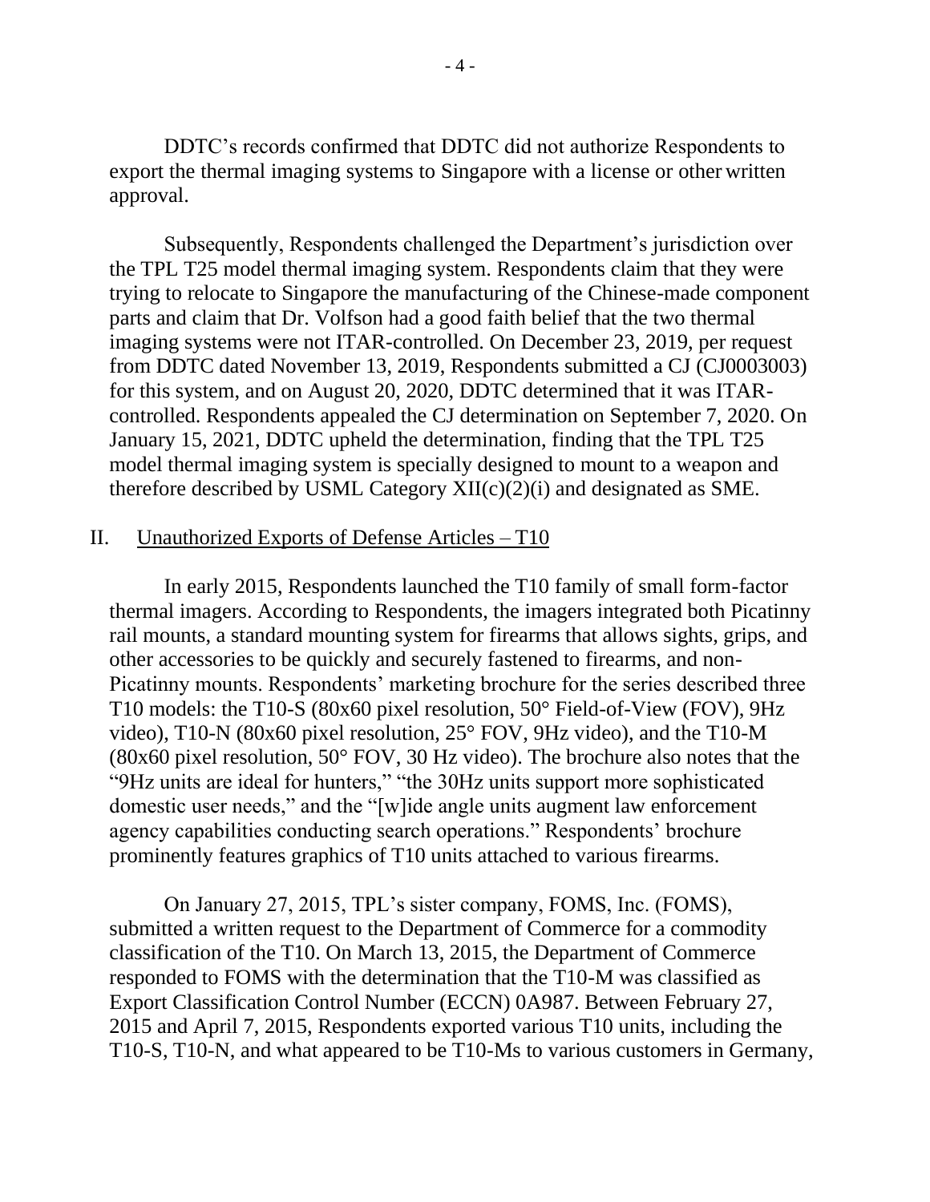DDTC's records confirmed that DDTC did not authorize Respondents to export the thermal imaging systems to Singapore with a license or other written approval.

Subsequently, Respondents challenged the Department's jurisdiction over the TPL T25 model thermal imaging system. Respondents claim that they were trying to relocate to Singapore the manufacturing of the Chinese-made component parts and claim that Dr. Volfson had a good faith belief that the two thermal imaging systems were not ITAR-controlled. On December 23, 2019, per request from DDTC dated November 13, 2019, Respondents submitted a CJ (CJ0003003) for this system, and on August 20, 2020, DDTC determined that it was ITAR-controlled. Respondents appealed the CJ determination on September 7, 2020. On January 15, 2021, DDTC upheld the determination, finding that the TPL T25 model thermal imaging system is specially designed to mount to a weapon and therefore described by USML Category XII(c)(2)(i) and designated as SME.

## II. Unauthorized Exports of Defense Articles – T10

In early 2015, Respondents launched the T10 family of small form-factor thermal imagers. According to Respondents, the imagers integrated both Picatinny rail mounts, a standard mounting system for firearms that allows sights, grips, and other accessories to be quickly and securely fastened to firearms, and non-Picatinny mounts. Respondents' marketing brochure for the series described three T10 models: the T10-S (80x60 pixel resolution, 50° Field-of-View (FOV), 9Hz video), T10-N (80x60 pixel resolution, 25° FOV, 9Hz video), and the T10-M (80x60 pixel resolution, 50° FOV, 30 Hz video). The brochure also notes that the "9Hz units are ideal for hunters," "the 30Hz units support more sophisticated domestic user needs," and the "[w]ide angle units augment law enforcement agency capabilities conducting search operations." Respondents' brochure prominently features graphics of T10 units attached to various firearms.

On January 27, 2015, TPL's sister company, FOMS, Inc. (FOMS), submitted a written request to the Department of Commerce for a commodity classification of the T10. On March 13, 2015, the Department of Commerce responded to FOMS with the determination that the T10-M was classified as Export Classification Control Number (ECCN) 0A987. Between February 27, 2015 and April 7, 2015, Respondents exported various T10 units, including the T10-S, T10-N, and what appeared to be T10-Ms to various customers in Germany,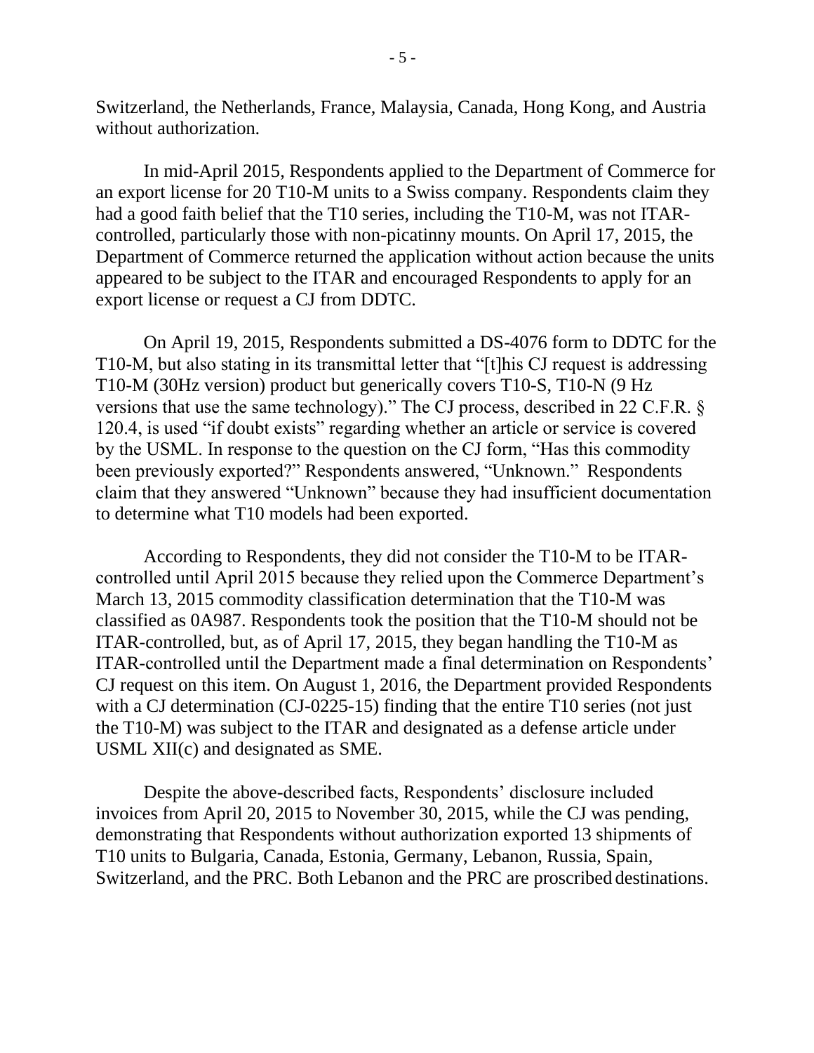Switzerland, the Netherlands, France, Malaysia, Canada, Hong Kong, and Austria without authorization.

In mid-April 2015, Respondents applied to the Department of Commerce for an export license for 20 T10-M units to a Swiss company. Respondents claim they had a good faith belief that the T10 series, including the T10-M, was not ITAR-controlled, particularly those with non-picatinny mounts. On April 17, 2015, the Department of Commerce returned the application without action because the units appeared to be subject to the ITAR and encouraged Respondents to apply for an export license or request a CJ from DDTC.

On April 19, 2015, Respondents submitted a DS-4076 form to DDTC for the T10-M, but also stating in its transmittal letter that "[t]his CJ request is addressing T10-M (30Hz version) product but generically covers T10-S, T10-N (9 Hz versions that use the same technology)." The CJ process, described in 22 C.F.R. § 120.4, is used "if doubt exists" regarding whether an article or service is covered by the USML. In response to the question on the CJ form, "Has this commodity been previously exported?" Respondents answered, "Unknown." Respondents claim that they answered "Unknown" because they had insufficient documentation to determine what T10 models had been exported.

According to Respondents, they did not consider the T10-M to be ITAR-controlled until April 2015 because they relied upon the Commerce Department's March 13, 2015 commodity classification determination that the T10-M was classified as 0A987. Respondents took the position that the T10-M should not be ITAR-controlled, but, as of April 17, 2015, they began handling the T10-M as ITAR-controlled until the Department made a final determination on Respondents' CJ request on this item. On August 1, 2016, the Department provided Respondents with a CJ determination (CJ-0225-15) finding that the entire T10 series (not just the T10-M) was subject to the ITAR and designated as a defense article under USML XII(c) and designated as SME.

Despite the above-described facts, Respondents' disclosure included invoices from April 20, 2015 to November 30, 2015, while the CJ was pending, demonstrating that Respondents without authorization exported 13 shipments of T10 units to Bulgaria, Canada, Estonia, Germany, Lebanon, Russia, Spain, Switzerland, and the PRC. Both Lebanon and the PRC are proscribed destinations.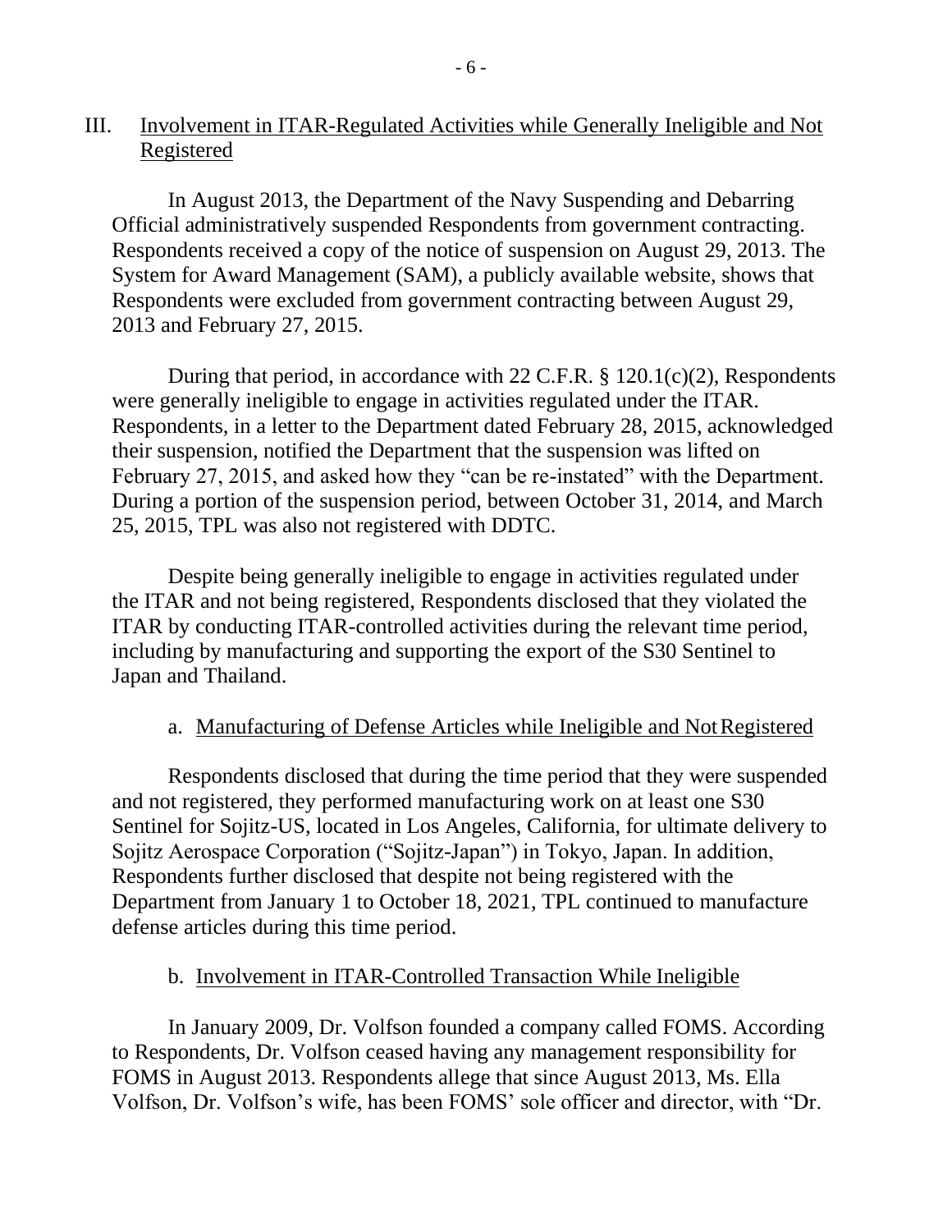## III. Involvement in ITAR-Regulated Activities while Generally Ineligible and Not Registered

In August 2013, the Department of the Navy Suspending and Debarring Official administratively suspended Respondents from government contracting. Respondents received a copy of the notice of suspension on August 29, 2013. The System for Award Management (SAM), a publicly available website, shows that Respondents were excluded from government contracting between August 29, 2013 and February 27, 2015.

During that period, in accordance with 22 C.F.R. § 120.1(c)(2), Respondents were generally ineligible to engage in activities regulated under the ITAR. Respondents, in a letter to the Department dated February 28, 2015, acknowledged their suspension, notified the Department that the suspension was lifted on February 27, 2015, and asked how they "can be re-instated" with the Department. During a portion of the suspension period, between October 31, 2014, and March 25, 2015, TPL was also not registered with DDTC.

Despite being generally ineligible to engage in activities regulated under the ITAR and not being registered, Respondents disclosed that they violated the ITAR by conducting ITAR-controlled activities during the relevant time period, including by manufacturing and supporting the export of the S30 Sentinel to Japan and Thailand.

### a. Manufacturing of Defense Articles while Ineligible and Not Registered

Respondents disclosed that during the time period that they were suspended and not registered, they performed manufacturing work on at least one S30 Sentinel for Sojitz-US, located in Los Angeles, California, for ultimate delivery to Sojitz Aerospace Corporation ("Sojitz-Japan") in Tokyo, Japan. In addition, Respondents further disclosed that despite not being registered with the Department from January 1 to October 18, 2021, TPL continued to manufacture defense articles during this time period.

### b. Involvement in ITAR-Controlled Transaction While Ineligible

In January 2009, Dr. Volfson founded a company called FOMS. According to Respondents, Dr. Volfson ceased having any management responsibility for FOMS in August 2013. Respondents allege that since August 2013, Ms. Ella Volfson, Dr. Volfson's wife, has been FOMS' sole officer and director, with "Dr.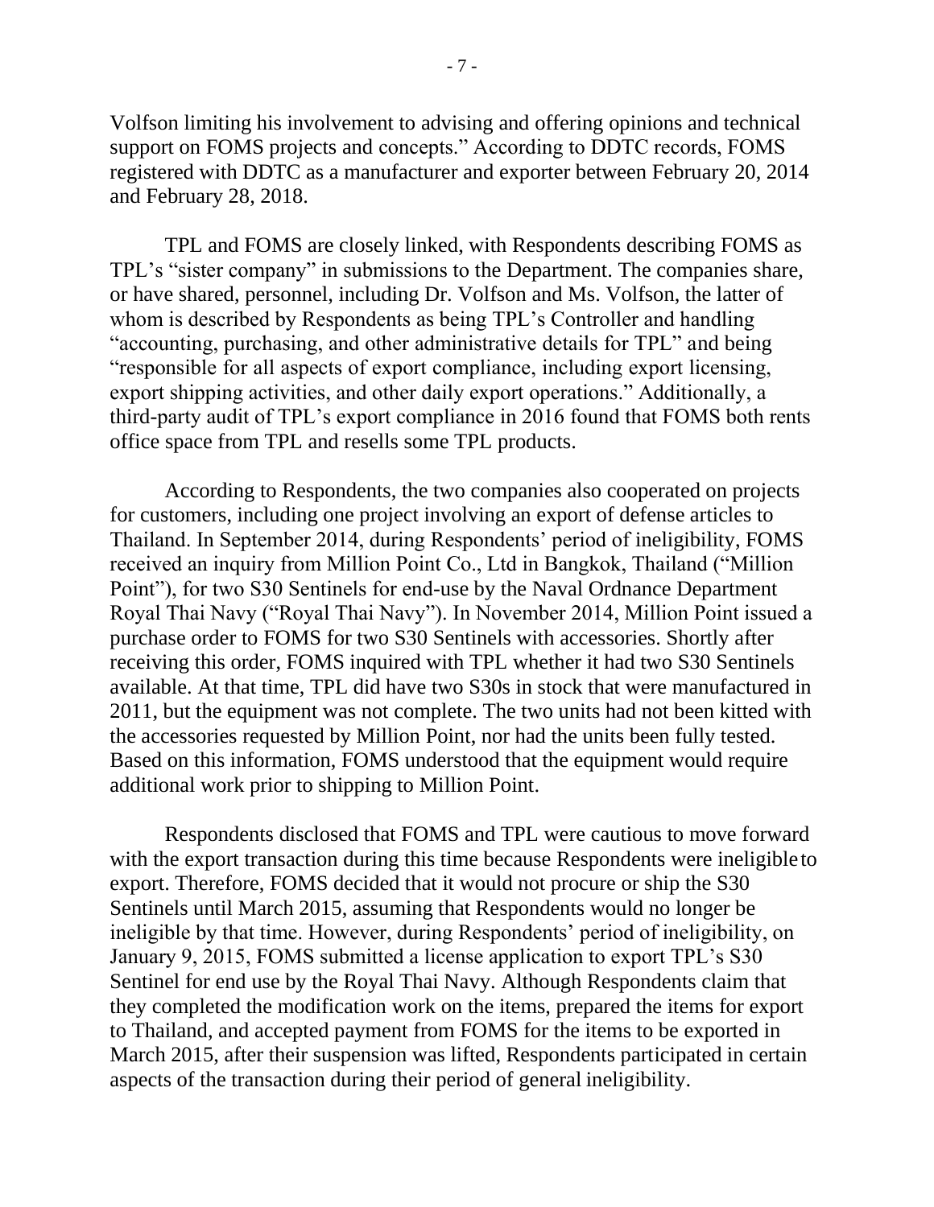Volfson limiting his involvement to advising and offering opinions and technical support on FOMS projects and concepts." According to DDTC records, FOMS registered with DDTC as a manufacturer and exporter between February 20, 2014 and February 28, 2018.

TPL and FOMS are closely linked, with Respondents describing FOMS as TPL's "sister company" in submissions to the Department. The companies share, or have shared, personnel, including Dr. Volfson and Ms. Volfson, the latter of whom is described by Respondents as being TPL's Controller and handling "accounting, purchasing, and other administrative details for TPL" and being "responsible for all aspects of export compliance, including export licensing, export shipping activities, and other daily export operations." Additionally, a third-party audit of TPL's export compliance in 2016 found that FOMS both rents office space from TPL and resells some TPL products.

According to Respondents, the two companies also cooperated on projects for customers, including one project involving an export of defense articles to Thailand. In September 2014, during Respondents' period of ineligibility, FOMS received an inquiry from Million Point Co., Ltd in Bangkok, Thailand ("Million Point"), for two S30 Sentinels for end-use by the Naval Ordnance Department Royal Thai Navy ("Royal Thai Navy"). In November 2014, Million Point issued a purchase order to FOMS for two S30 Sentinels with accessories. Shortly after receiving this order, FOMS inquired with TPL whether it had two S30 Sentinels available. At that time, TPL did have two S30s in stock that were manufactured in 2011, but the equipment was not complete. The two units had not been kitted with the accessories requested by Million Point, nor had the units been fully tested. Based on this information, FOMS understood that the equipment would require additional work prior to shipping to Million Point.

Respondents disclosed that FOMS and TPL were cautious to move forward with the export transaction during this time because Respondents were ineligible to export. Therefore, FOMS decided that it would not procure or ship the S30 Sentinels until March 2015, assuming that Respondents would no longer be ineligible by that time. However, during Respondents' period of ineligibility, on January 9, 2015, FOMS submitted a license application to export TPL's S30 Sentinel for end use by the Royal Thai Navy. Although Respondents claim that they completed the modification work on the items, prepared the items for export to Thailand, and accepted payment from FOMS for the items to be exported in March 2015, after their suspension was lifted, Respondents participated in certain aspects of the transaction during their period of general ineligibility.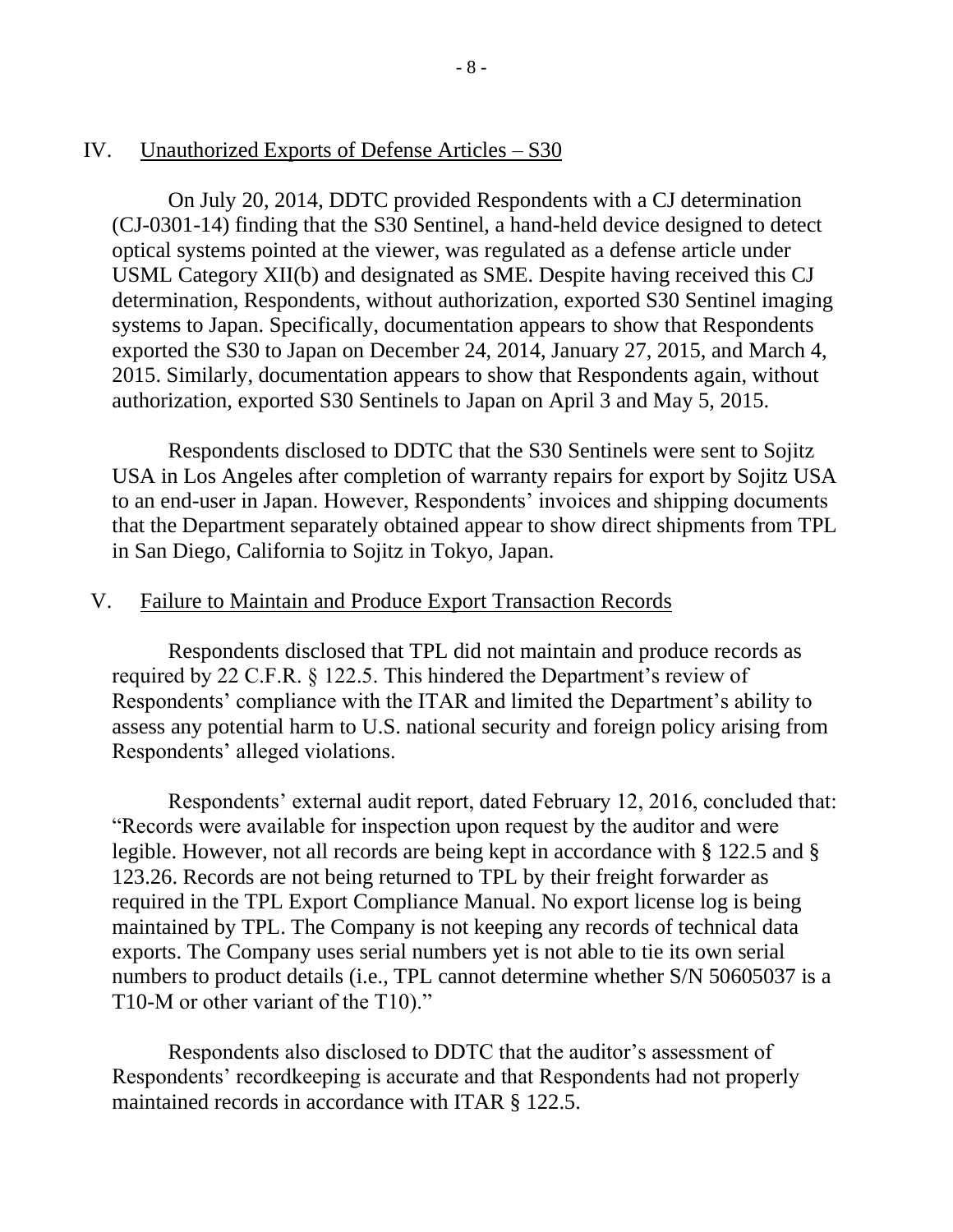## IV. Unauthorized Exports of Defense Articles – S30

On July 20, 2014, DDTC provided Respondents with a CJ determination (CJ-0301-14) finding that the S30 Sentinel, a hand-held device designed to detect optical systems pointed at the viewer, was regulated as a defense article under USML Category XII(b) and designated as SME. Despite having received this CJ determination, Respondents, without authorization, exported S30 Sentinel imaging systems to Japan. Specifically, documentation appears to show that Respondents exported the S30 to Japan on December 24, 2014, January 27, 2015, and March 4, 2015. Similarly, documentation appears to show that Respondents again, without authorization, exported S30 Sentinels to Japan on April 3 and May 5, 2015.

Respondents disclosed to DDTC that the S30 Sentinels were sent to Sojitz USA in Los Angeles after completion of warranty repairs for export by Sojitz USA to an end-user in Japan. However, Respondents' invoices and shipping documents that the Department separately obtained appear to show direct shipments from TPL in San Diego, California to Sojitz in Tokyo, Japan.

## V. Failure to Maintain and Produce Export Transaction Records

Respondents disclosed that TPL did not maintain and produce records as required by 22 C.F.R. § 122.5. This hindered the Department's review of Respondents' compliance with the ITAR and limited the Department's ability to assess any potential harm to U.S. national security and foreign policy arising from Respondents' alleged violations.

Respondents' external audit report, dated February 12, 2016, concluded that: "Records were available for inspection upon request by the auditor and were legible. However, not all records are being kept in accordance with § 122.5 and § 123.26. Records are not being returned to TPL by their freight forwarder as required in the TPL Export Compliance Manual. No export license log is being maintained by TPL. The Company is not keeping any records of technical data exports. The Company uses serial numbers yet is not able to tie its own serial numbers to product details (i.e., TPL cannot determine whether S/N 50605037 is a T10-M or other variant of the T10)."

Respondents also disclosed to DDTC that the auditor's assessment of Respondents' recordkeeping is accurate and that Respondents had not properly maintained records in accordance with ITAR § 122.5.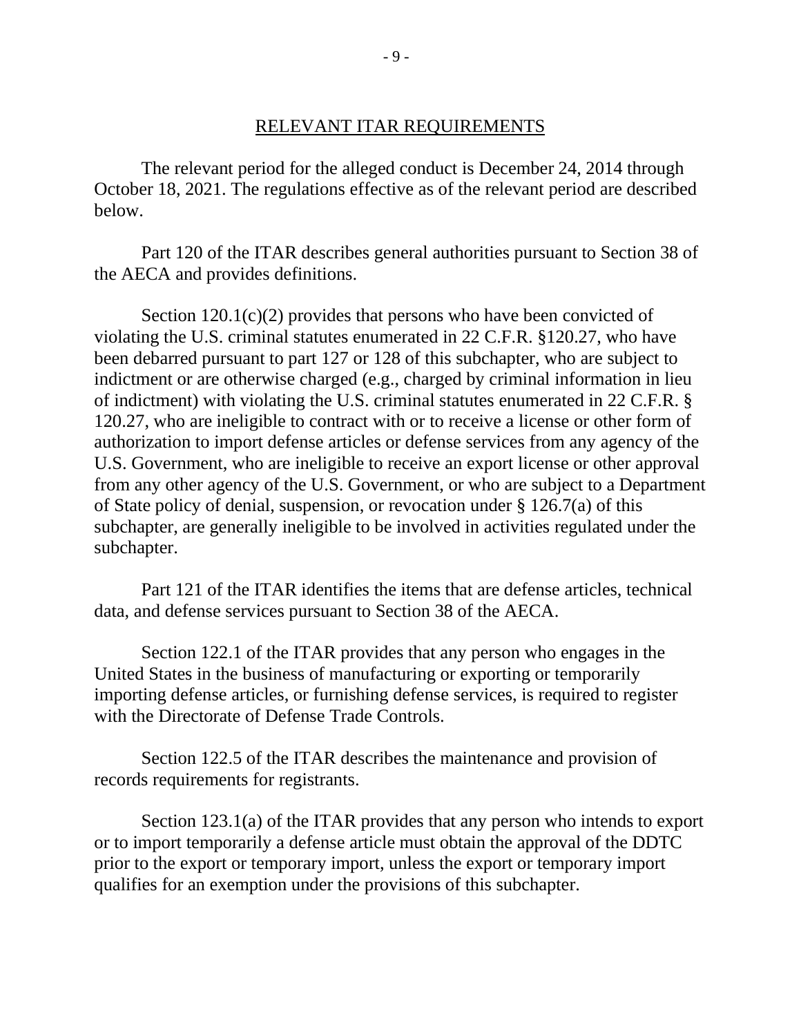## RELEVANT ITAR REQUIREMENTS

The relevant period for the alleged conduct is December 24, 2014 through October 18, 2021. The regulations effective as of the relevant period are described below.

Part 120 of the ITAR describes general authorities pursuant to Section 38 of the AECA and provides definitions.

Section 120.1(c)(2) provides that persons who have been convicted of violating the U.S. criminal statutes enumerated in 22 C.F.R. §120.27, who have been debarred pursuant to part 127 or 128 of this subchapter, who are subject to indictment or are otherwise charged (e.g., charged by criminal information in lieu of indictment) with violating the U.S. criminal statutes enumerated in 22 C.F.R. § 120.27, who are ineligible to contract with or to receive a license or other form of authorization to import defense articles or defense services from any agency of the U.S. Government, who are ineligible to receive an export license or other approval from any other agency of the U.S. Government, or who are subject to a Department of State policy of denial, suspension, or revocation under § 126.7(a) of this subchapter, are generally ineligible to be involved in activities regulated under the subchapter.

Part 121 of the ITAR identifies the items that are defense articles, technical data, and defense services pursuant to Section 38 of the AECA.

Section 122.1 of the ITAR provides that any person who engages in the United States in the business of manufacturing or exporting or temporarily importing defense articles, or furnishing defense services, is required to register with the Directorate of Defense Trade Controls.

Section 122.5 of the ITAR describes the maintenance and provision of records requirements for registrants.

Section 123.1(a) of the ITAR provides that any person who intends to export or to import temporarily a defense article must obtain the approval of the DDTC prior to the export or temporary import, unless the export or temporary import qualifies for an exemption under the provisions of this subchapter.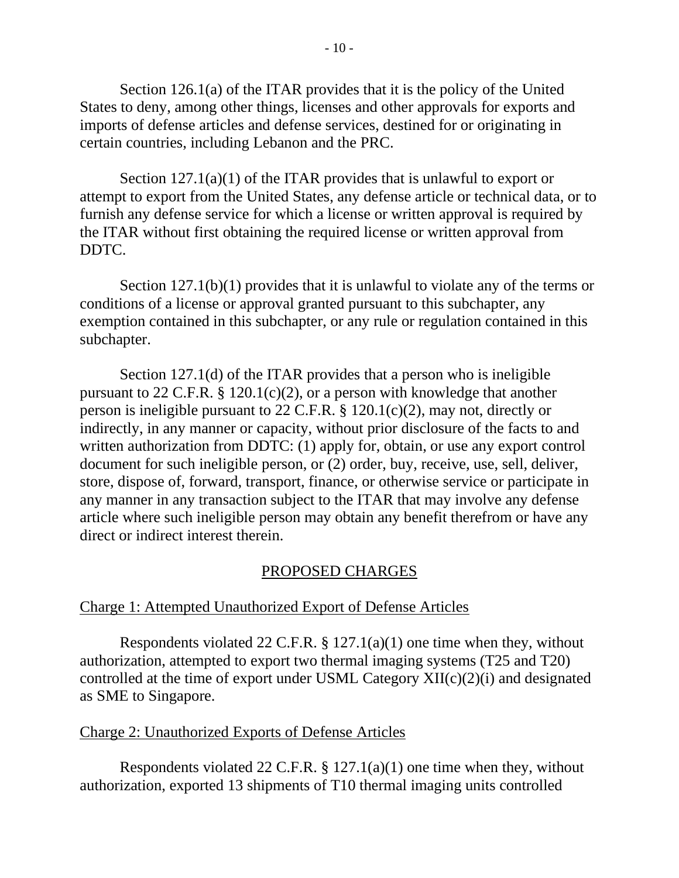Section 126.1(a) of the ITAR provides that it is the policy of the United States to deny, among other things, licenses and other approvals for exports and imports of defense articles and defense services, destined for or originating in certain countries, including Lebanon and the PRC.

Section 127.1(a)(1) of the ITAR provides that is unlawful to export or attempt to export from the United States, any defense article or technical data, or to furnish any defense service for which a license or written approval is required by the ITAR without first obtaining the required license or written approval from DDTC.

Section 127.1(b)(1) provides that it is unlawful to violate any of the terms or conditions of a license or approval granted pursuant to this subchapter, any exemption contained in this subchapter, or any rule or regulation contained in this subchapter.

Section 127.1(d) of the ITAR provides that a person who is ineligible pursuant to 22 C.F.R. § 120.1(c)(2), or a person with knowledge that another person is ineligible pursuant to 22 C.F.R. § 120.1(c)(2), may not, directly or indirectly, in any manner or capacity, without prior disclosure of the facts to and written authorization from DDTC: (1) apply for, obtain, or use any export control document for such ineligible person, or (2) order, buy, receive, use, sell, deliver, store, dispose of, forward, transport, finance, or otherwise service or participate in any manner in any transaction subject to the ITAR that may involve any defense article where such ineligible person may obtain any benefit therefrom or have any direct or indirect interest therein.

## PROPOSED CHARGES

### Charge 1: Attempted Unauthorized Export of Defense Articles

Respondents violated 22 C.F.R. § 127.1(a)(1) one time when they, without authorization, attempted to export two thermal imaging systems (T25 and T20) controlled at the time of export under USML Category XII(c)(2)(i) and designated as SME to Singapore.

### Charge 2: Unauthorized Exports of Defense Articles

Respondents violated 22 C.F.R. § 127.1(a)(1) one time when they, without authorization, exported 13 shipments of T10 thermal imaging units controlled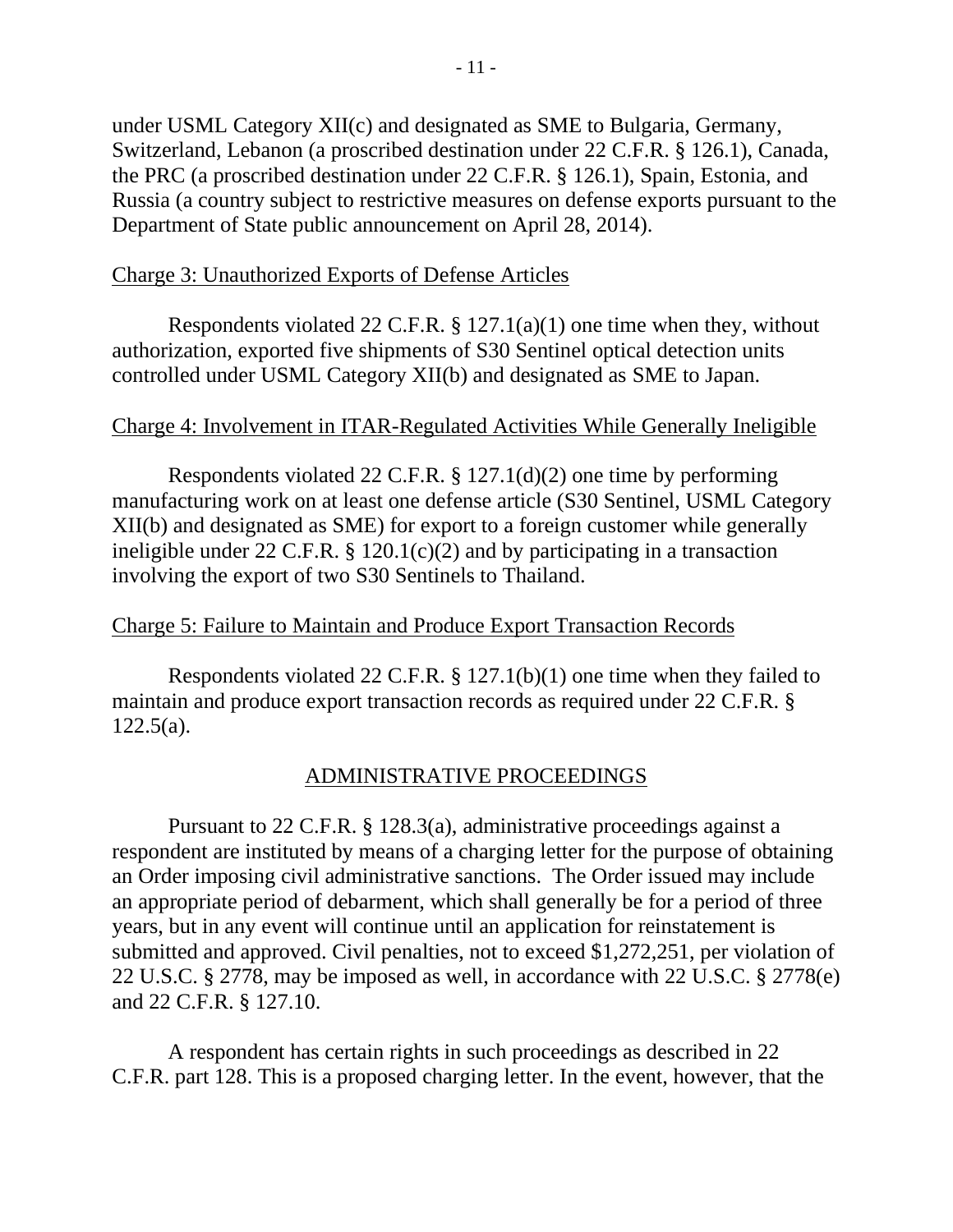under USML Category XII(c) and designated as SME to Bulgaria, Germany, Switzerland, Lebanon (a proscribed destination under 22 C.F.R. § 126.1), Canada, the PRC (a proscribed destination under 22 C.F.R. § 126.1), Spain, Estonia, and Russia (a country subject to restrictive measures on defense exports pursuant to the Department of State public announcement on April 28, 2014).

Charge 3: Unauthorized Exports of Defense Articles

Respondents violated 22 C.F.R. § 127.1(a)(1) one time when they, without authorization, exported five shipments of S30 Sentinel optical detection units controlled under USML Category XII(b) and designated as SME to Japan.

Charge 4: Involvement in ITAR-Regulated Activities While Generally Ineligible

Respondents violated 22 C.F.R. § 127.1(d)(2) one time by performing manufacturing work on at least one defense article (S30 Sentinel, USML Category XII(b) and designated as SME) for export to a foreign customer while generally ineligible under 22 C.F.R. § 120.1(c)(2) and by participating in a transaction involving the export of two S30 Sentinels to Thailand.

Charge 5: Failure to Maintain and Produce Export Transaction Records

Respondents violated 22 C.F.R. § 127.1(b)(1) one time when they failed to maintain and produce export transaction records as required under 22 C.F.R. § 122.5(a).

## ADMINISTRATIVE PROCEEDINGS

Pursuant to 22 C.F.R. § 128.3(a), administrative proceedings against a respondent are instituted by means of a charging letter for the purpose of obtaining an Order imposing civil administrative sanctions. The Order issued may include an appropriate period of debarment, which shall generally be for a period of three years, but in any event will continue until an application for reinstatement is submitted and approved. Civil penalties, not to exceed $1,272,251, per violation of 22 U.S.C. § 2778, may be imposed as well, in accordance with 22 U.S.C. § 2778(e) and 22 C.F.R. § 127.10.

A respondent has certain rights in such proceedings as described in 22 C.F.R. part 128. This is a proposed charging letter. In the event, however, that the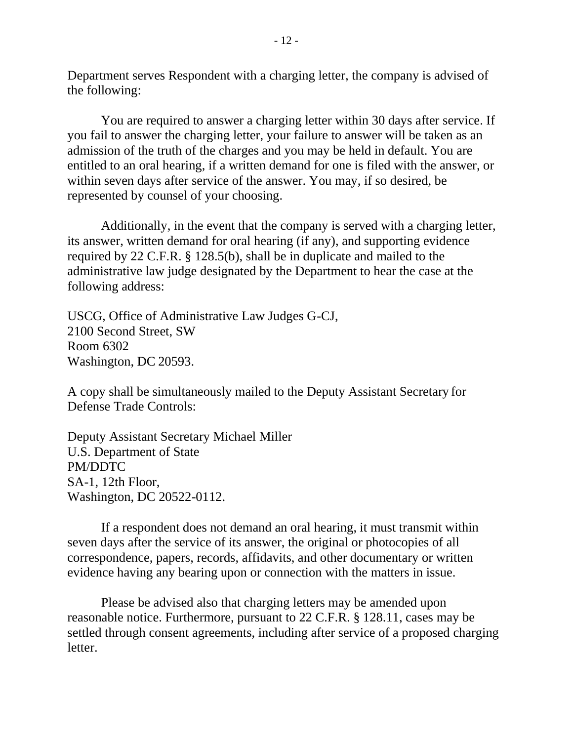Department serves Respondent with a charging letter, the company is advised of the following:

You are required to answer a charging letter within 30 days after service. If you fail to answer the charging letter, your failure to answer will be taken as an admission of the truth of the charges and you may be held in default. You are entitled to an oral hearing, if a written demand for one is filed with the answer, or within seven days after service of the answer. You may, if so desired, be represented by counsel of your choosing.

Additionally, in the event that the company is served with a charging letter, its answer, written demand for oral hearing (if any), and supporting evidence required by 22 C.F.R. § 128.5(b), shall be in duplicate and mailed to the administrative law judge designated by the Department to hear the case at the following address:

USCG, Office of Administrative Law Judges G-CJ,  
2100 Second Street, SW  
Room 6302  
Washington, DC 20593.

A copy shall be simultaneously mailed to the Deputy Assistant Secretary for Defense Trade Controls:

Deputy Assistant Secretary Michael Miller  
U.S. Department of State  
PM/DDTC  
SA-1, 12th Floor,  
Washington, DC 20522-0112.

If a respondent does not demand an oral hearing, it must transmit within seven days after the service of its answer, the original or photocopies of all correspondence, papers, records, affidavits, and other documentary or written evidence having any bearing upon or connection with the matters in issue.

Please be advised also that charging letters may be amended upon reasonable notice. Furthermore, pursuant to 22 C.F.R. § 128.11, cases may be settled through consent agreements, including after service of a proposed charging letter.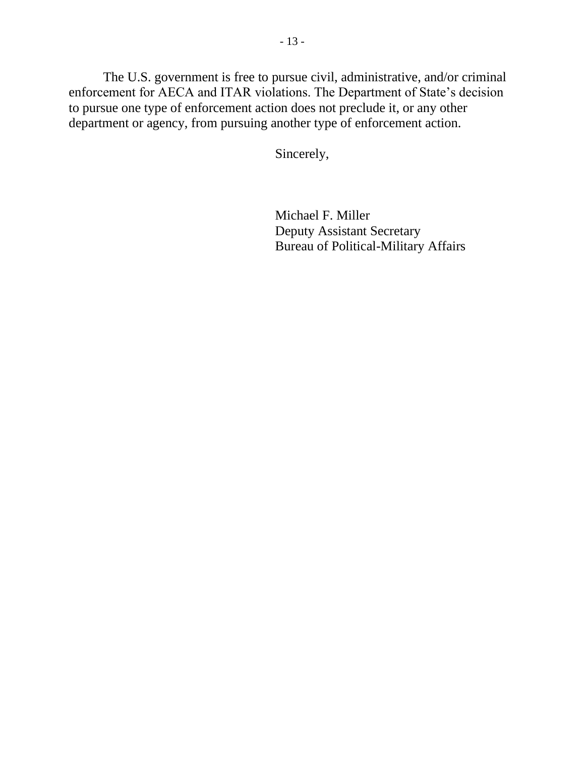The U.S. government is free to pursue civil, administrative, and/or criminal enforcement for AECA and ITAR violations. The Department of State's decision to pursue one type of enforcement action does not preclude it, or any other department or agency, from pursuing another type of enforcement action.

Sincerely,

Michael F. Miller
Deputy Assistant Secretary
Bureau of Political-Military Affairs